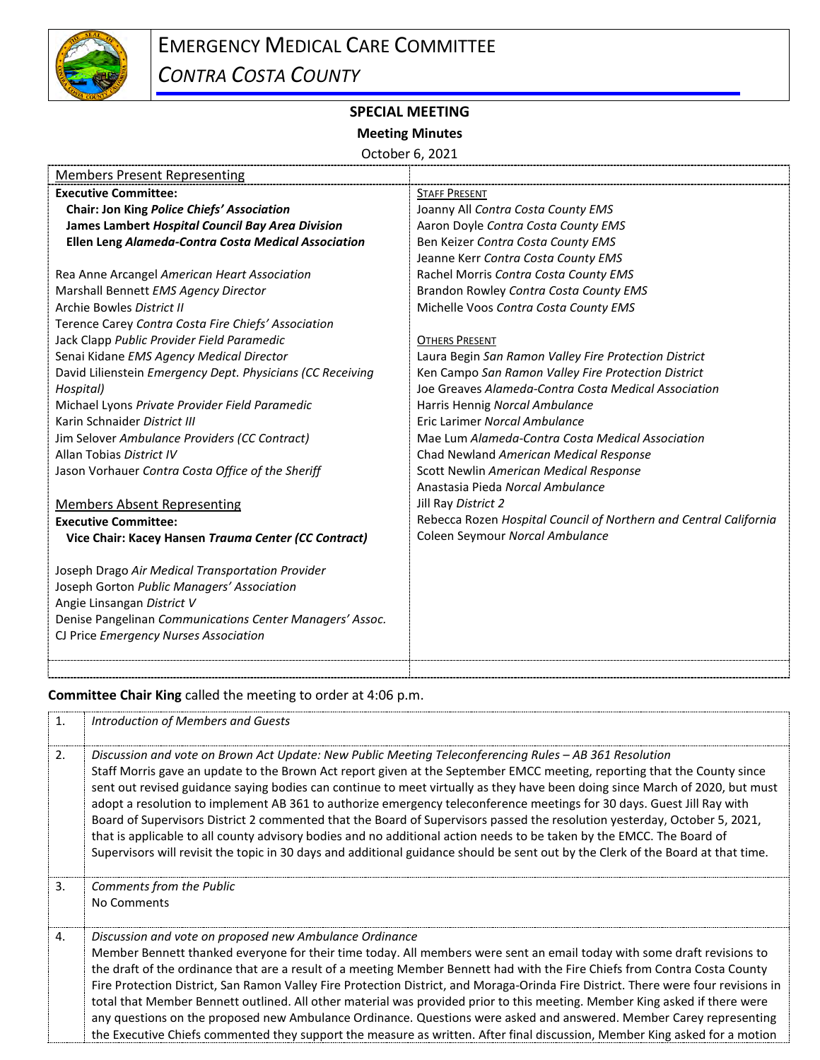# EMERGENCY MEDICAL CARE COMMITTEE

## *CONTRA COSTA COUNTY*

### SPECIAL MEETING

**Meeting Minutes**

October 6, 2021

| Members Present Representing | |
|---|---|
| **Executive Committee:** | STAFF PRESENT |
| **Chair: Jon King *Police Chiefs' Association*** | Joanny All *Contra Costa County EMS* |
| **James Lambert *Hospital Council Bay Area Division*** | Aaron Doyle *Contra Costa County EMS* |
| **Ellen Leng *Alameda-Contra Costa Medical Association*** | Ben Keizer *Contra Costa County EMS* |
| | Jeanne Kerr *Contra Costa County EMS* |
| Rea Anne Arcangel *American Heart Association* | Rachel Morris *Contra Costa County EMS* |
| Marshall Bennett *EMS Agency Director* | Brandon Rowley *Contra Costa County EMS* |
| Archie Bowles *District II* | Michelle Voos *Contra Costa County EMS* |
| Terence Carey *Contra Costa Fire Chiefs' Association* | |
| Jack Clapp *Public Provider Field Paramedic* | OTHERS PRESENT |
| Senai Kidane *EMS Agency Medical Director* | Laura Begin *San Ramon Valley Fire Protection District* |
| David Lilienstein *Emergency Dept. Physicians (CC Receiving Hospital)* | Ken Campo *San Ramon Valley Fire Protection District* |
| | Joe Greaves *Alameda-Contra Costa Medical Association* |
| Michael Lyons *Private Provider Field Paramedic* | Harris Hennig *Norcal Ambulance* |
| Karin Schnaider *District III* | Eric Larimer *Norcal Ambulance* |
| Jim Selover *Ambulance Providers (CC Contract)* | Mae Lum *Alameda-Contra Costa Medical Association* |
| Allan Tobias *District IV* | Chad Newland *American Medical Response* |
| Jason Vorhauer *Contra Costa Office of the Sheriff* | Scott Newlin *American Medical Response* |
| | Anastasia Pieda *Norcal Ambulance* |
| Members Absent Representing | Jill Ray *District 2* |
| **Executive Committee:** | Rebecca Rozen *Hospital Council of Northern and Central California* |
| **Vice Chair: Kacey Hansen *Trauma Center (CC Contract)*** | Coleen Seymour *Norcal Ambulance* |
| | |
| Joseph Drago *Air Medical Transportation Provider* | |
| Joseph Gorton *Public Managers' Association* | |
| Angie Linsangan *District V* | |
| Denise Pangelinan *Communications Center Managers' Assoc.* | |
| CJ Price *Emergency Nurses Association* | |

**Committee Chair King** called the meeting to order at 4:06 p.m.

| | |
|---|---|
| 1. | *Introduction of Members and Guests* |
| 2. | *Discussion and vote on Brown Act Update: New Public Meeting Teleconferencing Rules – AB 361 Resolution* Staff Morris gave an update to the Brown Act report given at the September EMCC meeting, reporting that the County since sent out revised guidance saying bodies can continue to meet virtually as they have been doing since March of 2020, but must adopt a resolution to implement AB 361 to authorize emergency teleconference meetings for 30 days. Guest Jill Ray with Board of Supervisors District 2 commented that the Board of Supervisors passed the resolution yesterday, October 5, 2021, that is applicable to all county advisory bodies and no additional action needs to be taken by the EMCC. The Board of Supervisors will revisit the topic in 30 days and additional guidance should be sent out by the Clerk of the Board at that time. |
| 3. | *Comments from the Public* No Comments |
| 4. | *Discussion and vote on proposed new Ambulance Ordinance* Member Bennett thanked everyone for their time today. All members were sent an email today with some draft revisions to the draft of the ordinance that are a result of a meeting Member Bennett had with the Fire Chiefs from Contra Costa County Fire Protection District, San Ramon Valley Fire Protection District, and Moraga-Orinda Fire District. There were four revisions in total that Member Bennett outlined. All other material was provided prior to this meeting. Member King asked if there were any questions on the proposed new Ambulance Ordinance. Questions were asked and answered. Member Carey representing the Executive Chiefs commented they support the measure as written. After final discussion, Member King asked for a motion |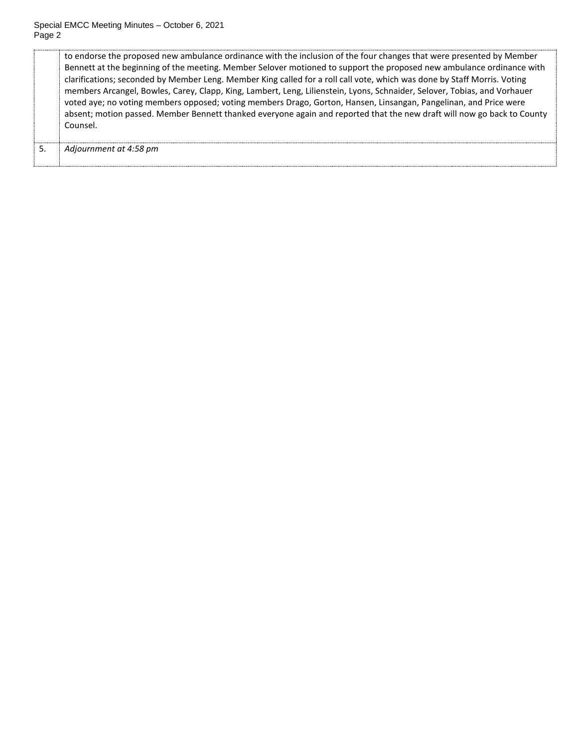| | |
|---|---|
| | to endorse the proposed new ambulance ordinance with the inclusion of the four changes that were presented by Member Bennett at the beginning of the meeting. Member Selover motioned to support the proposed new ambulance ordinance with clarifications; seconded by Member Leng. Member King called for a roll call vote, which was done by Staff Morris. Voting members Arcangel, Bowles, Carey, Clapp, King, Lambert, Leng, Lilienstein, Lyons, Schnaider, Selover, Tobias, and Vorhauer voted aye; no voting members opposed; voting members Drago, Gorton, Hansen, Linsangan, Pangelinan, and Price were absent; motion passed. Member Bennett thanked everyone again and reported that the new draft will now go back to County Counsel. |
| 5. | *Adjournment at 4:58 pm* |